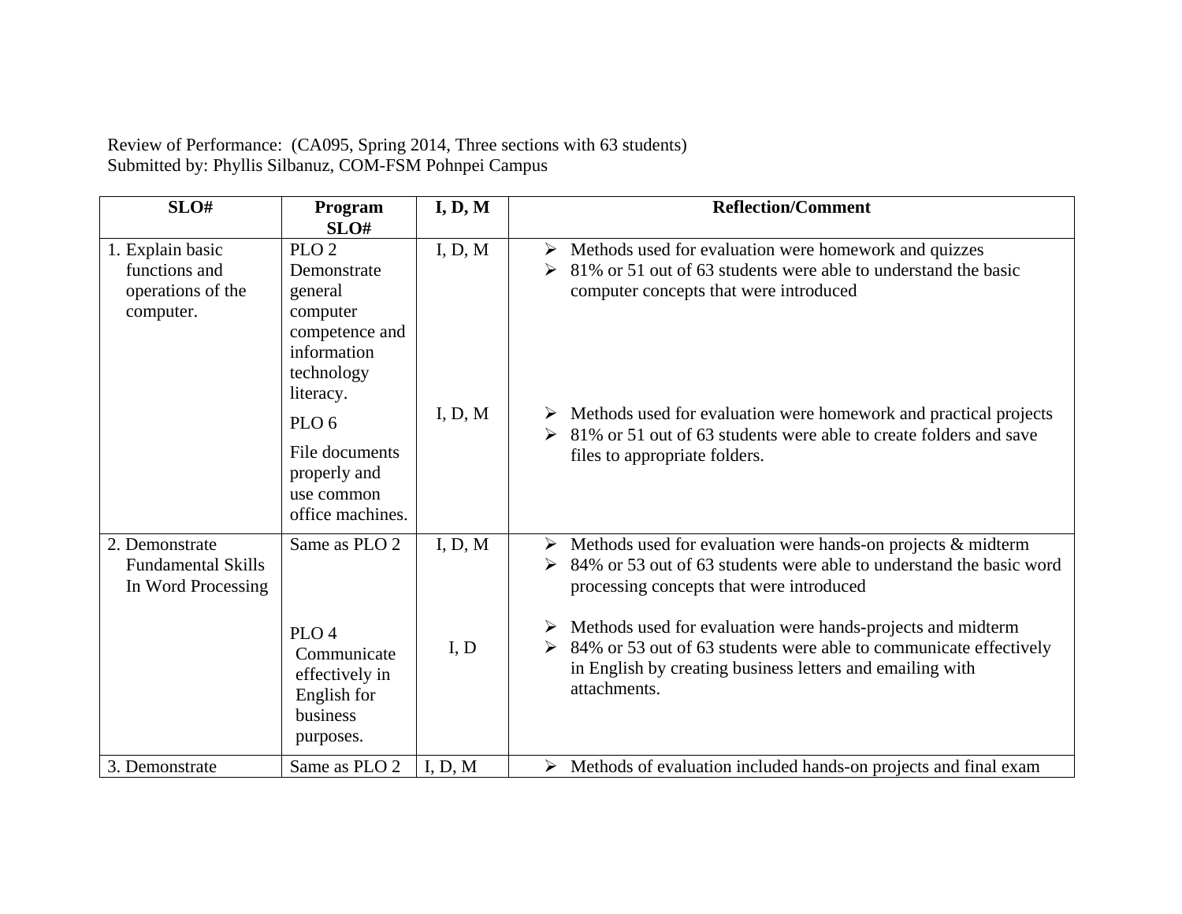Review of Performance: (CA095, Spring 2014, Three sections with 63 students)
Submitted by: Phyllis Silbanuz, COM-FSM Pohnpei Campus

| SLO# | Program SLO# | I, D, M | Reflection/Comment |
| --- | --- | --- | --- |
| 1. Explain basic functions and operations of the computer. | PLO 2 Demonstrate general computer competence and information technology literacy. | I, D, M | ➢ Methods used for evaluation were homework and quizzes<br>➢ 81% or 51 out of 63 students were able to understand the basic computer concepts that were introduced |
| | PLO 6 File documents properly and use common office machines. | I, D, M | ➢ Methods used for evaluation were homework and practical projects<br>➢ 81% or 51 out of 63 students were able to create folders and save files to appropriate folders. |
| 2. Demonstrate Fundamental Skills In Word Processing | Same as PLO 2 | I, D, M | ➢ Methods used for evaluation were hands-on projects & midterm<br>➢ 84% or 53 out of 63 students were able to understand the basic word processing concepts that were introduced |
| | PLO 4 Communicate effectively in English for business purposes. | I, D | ➢ Methods used for evaluation were hands-projects and midterm<br>➢ 84% or 53 out of 63 students were able to communicate effectively in English by creating business letters and emailing with attachments. |
| 3. Demonstrate | Same as PLO 2 | I, D, M | ➢ Methods of evaluation included hands-on projects and final exam |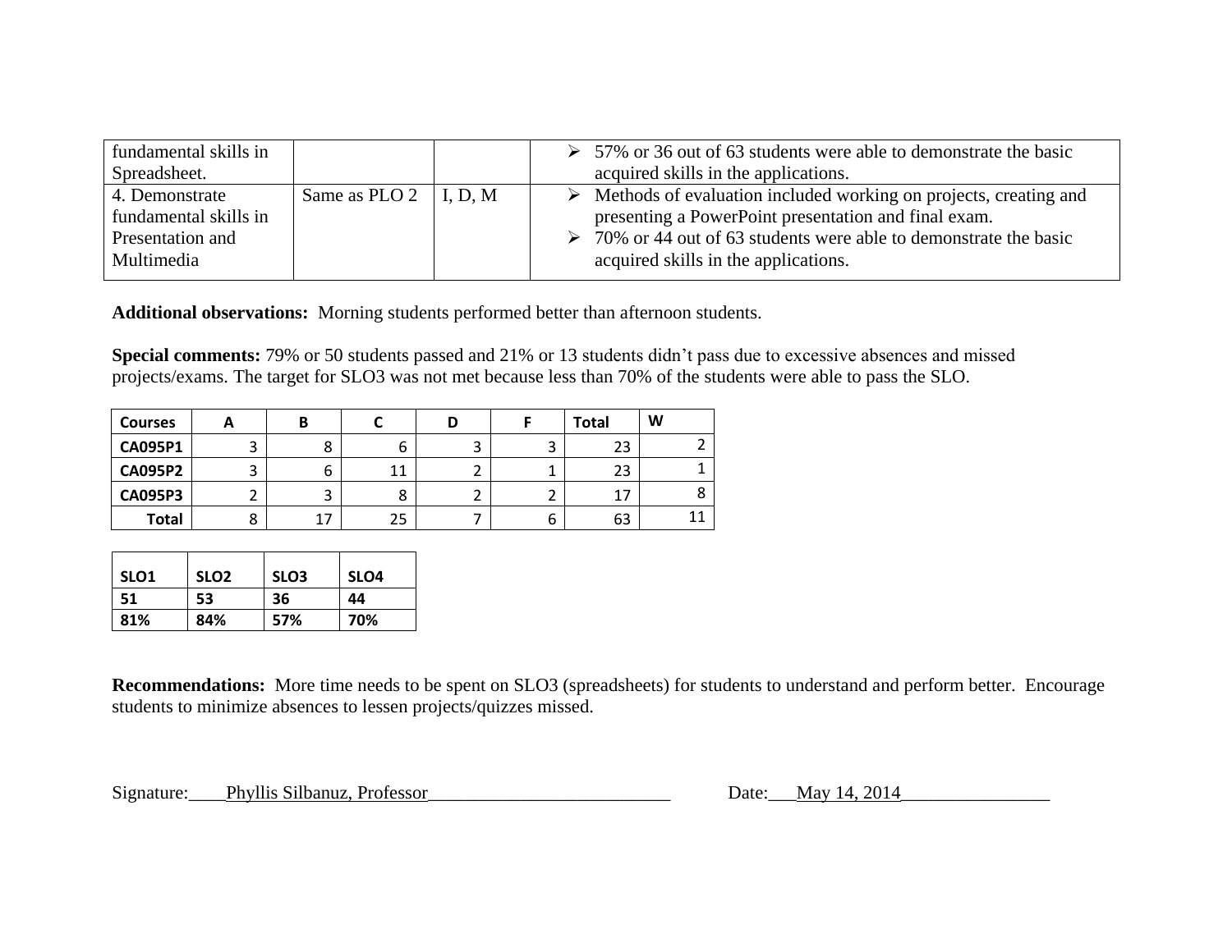| | | | |
|---|---|---|---|
| fundamental skills in Spreadsheet. | | | ➢ 57% or 36 out of 63 students were able to demonstrate the basic acquired skills in the applications. |
| 4. Demonstrate fundamental skills in Presentation and Multimedia | Same as PLO 2 | I, D, M | ➢ Methods of evaluation included working on projects, creating and presenting a PowerPoint presentation and final exam.<br>➢ 70% or 44 out of 63 students were able to demonstrate the basic acquired skills in the applications. |

**Additional observations:** Morning students performed better than afternoon students.

**Special comments:** 79% or 50 students passed and 21% or 13 students didn't pass due to excessive absences and missed projects/exams. The target for SLO3 was not met because less than 70% of the students were able to pass the SLO.

| Courses | A | B | C | D | F | Total | W |
|---|---|---|---|---|---|---|---|
| CA095P1 | 3 | 8 | 6 | 3 | 3 | 23 | 2 |
| CA095P2 | 3 | 6 | 11 | 2 | 1 | 23 | 1 |
| CA095P3 | 2 | 3 | 8 | 2 | 2 | 17 | 8 |
| Total | 8 | 17 | 25 | 7 | 6 | 63 | 11 |

| SLO1 | SLO2 | SLO3 | SLO4 |
|---|---|---|---|
| 51 | 53 | 36 | 44 |
| 81% | 84% | 57% | 70% |

**Recommendations:** More time needs to be spent on SLO3 (spreadsheets) for students to understand and perform better. Encourage students to minimize absences to lessen projects/quizzes missed.

Signature:____Phyllis Silbanuz, Professor__________________________ Date:___May 14, 2014________________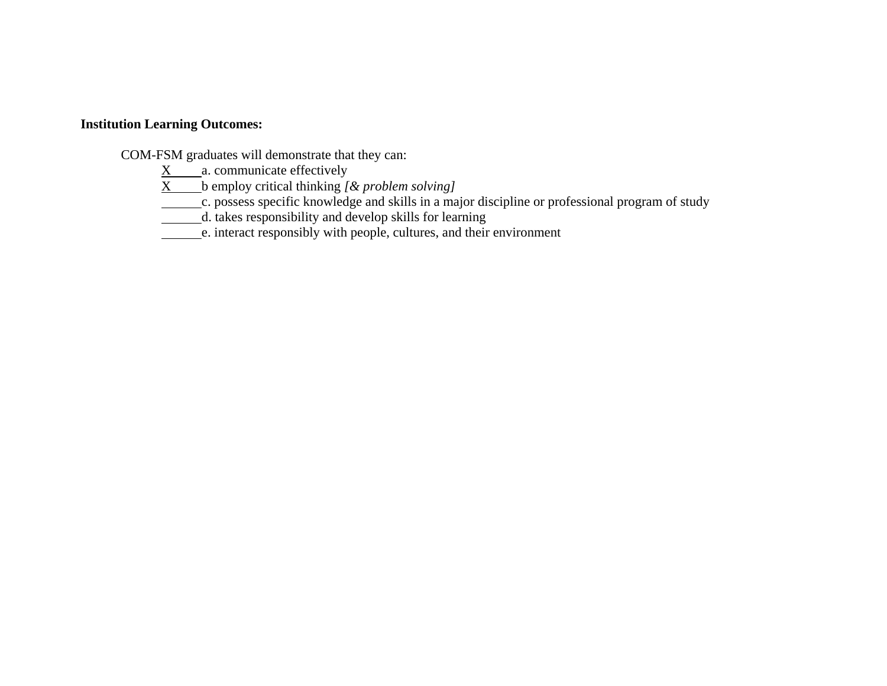**Institution Learning Outcomes:**

COM-FSM graduates will demonstrate that they can:

X\_\_\_\_\_a. communicate effectively
X\_\_\_\_\_b employ critical thinking *[& problem solving]*
\_\_\_\_\_\_c. possess specific knowledge and skills in a major discipline or professional program of study
\_\_\_\_\_\_d. takes responsibility and develop skills for learning
\_\_\_\_\_\_e. interact responsibly with people, cultures, and their environment